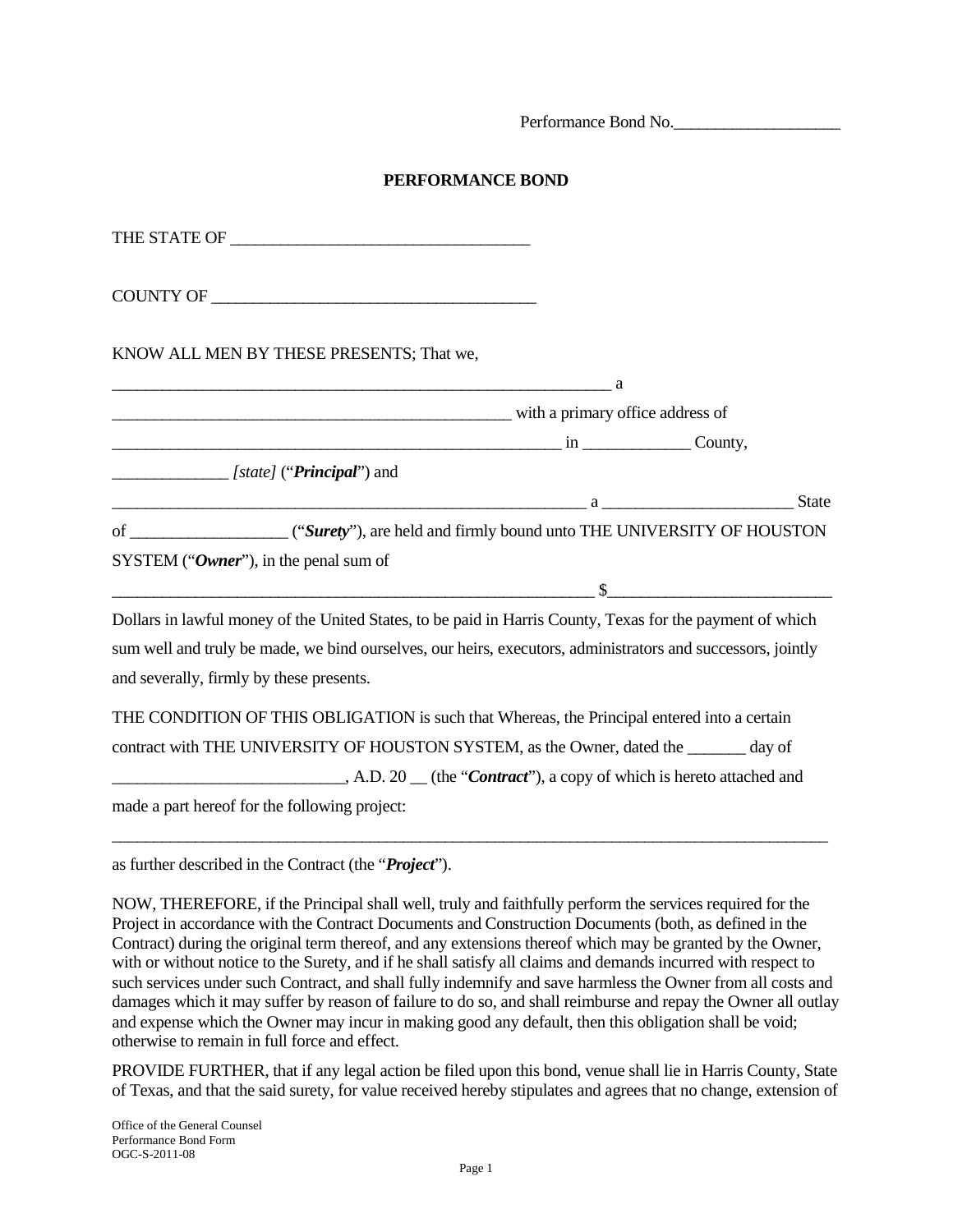Performance Bond No.____________________

# PERFORMANCE BOND

THE STATE OF _____________________________________

COUNTY OF ________________________________________

KNOW ALL MEN BY THESE PRESENTS; That we,

_______________________________________________________________ a _________________________________________________ with a primary office address of _______________________________________________________ in _____________ County, ______________ *[state]* ("***Principal***") and ___________________________________________________________ a _______________________ State of ___________________ ("***Surety***"), are held and firmly bound unto THE UNIVERSITY OF HOUSTON SYSTEM ("***Owner***"), in the penal sum of _____________________________________________________________ $___________________________ Dollars in lawful money of the United States, to be paid in Harris County, Texas for the payment of which sum well and truly be made, we bind ourselves, our heirs, executors, administrators and successors, jointly and severally, firmly by these presents.

THE CONDITION OF THIS OBLIGATION is such that Whereas, the Principal entered into a certain contract with THE UNIVERSITY OF HOUSTON SYSTEM, as the Owner, dated the _______ day of ____________________________, A.D. 20 __ (the "***Contract***"), a copy of which is hereto attached and made a part hereof for the following project:

_____________________________________________________________________________________________

as further described in the Contract (the "***Project***").

NOW, THEREFORE, if the Principal shall well, truly and faithfully perform the services required for the Project in accordance with the Contract Documents and Construction Documents (both, as defined in the Contract) during the original term thereof, and any extensions thereof which may be granted by the Owner, with or without notice to the Surety, and if he shall satisfy all claims and demands incurred with respect to such services under such Contract, and shall fully indemnify and save harmless the Owner from all costs and damages which it may suffer by reason of failure to do so, and shall reimburse and repay the Owner all outlay and expense which the Owner may incur in making good any default, then this obligation shall be void; otherwise to remain in full force and effect.

PROVIDE FURTHER, that if any legal action be filed upon this bond, venue shall lie in Harris County, State of Texas, and that the said surety, for value received hereby stipulates and agrees that no change, extension of

Office of the General Counsel
Performance Bond Form
OGC-S-2011-08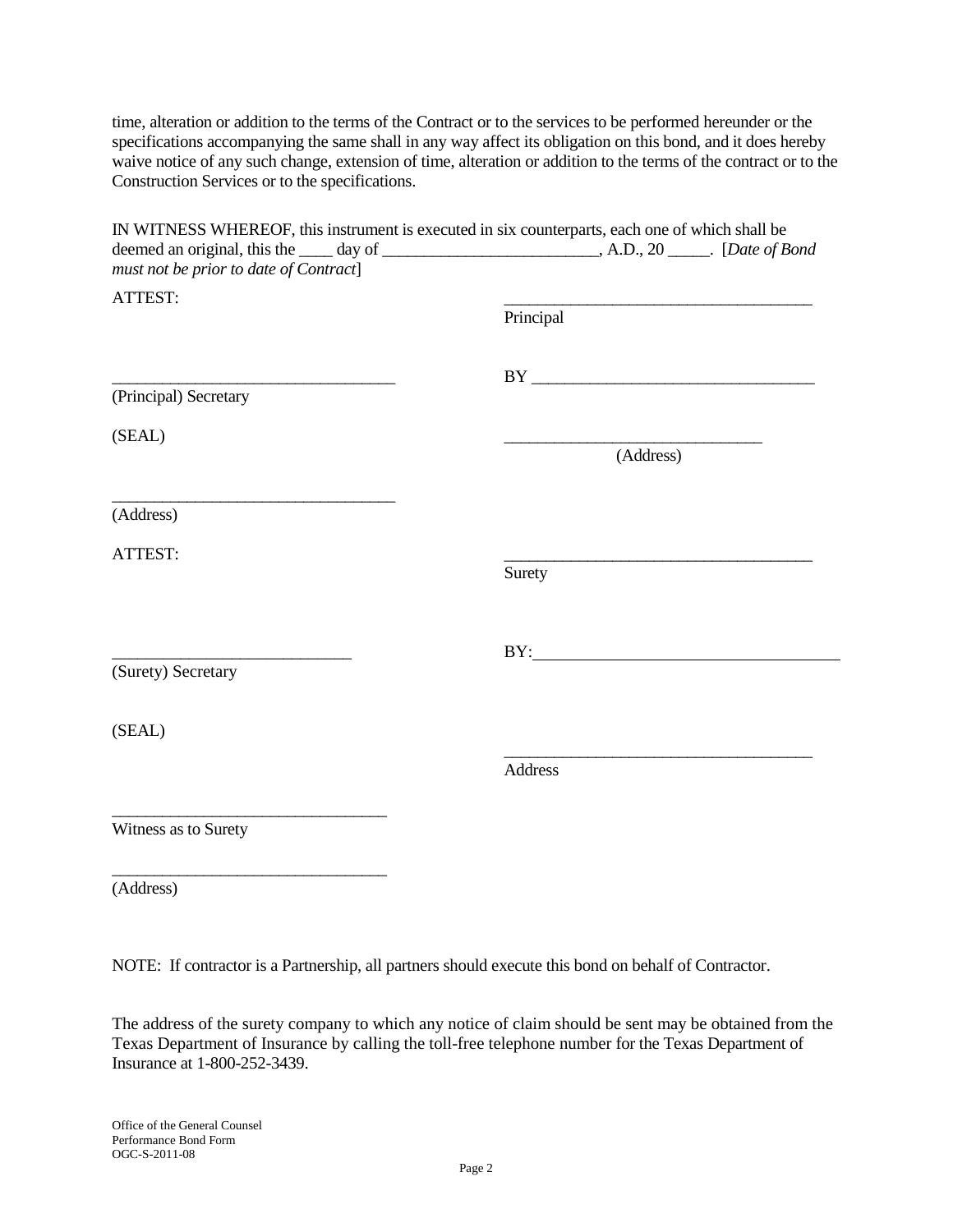time, alteration or addition to the terms of the Contract or to the services to be performed hereunder or the specifications accompanying the same shall in any way affect its obligation on this bond, and it does hereby waive notice of any such change, extension of time, alteration or addition to the terms of the contract or to the Construction Services or to the specifications.

IN WITNESS WHEREOF, this instrument is executed in six counterparts, each one of which shall be deemed an original, this the ____ day of _________________________, A.D., 20 _____. [*Date of Bond must not be prior to date of Contract*]

ATTEST:

_____________________________________
Principal

_________________________________
(Principal) Secretary

BY _________________________________

(SEAL)

______________________________
(Address)

_________________________________
(Address)

ATTEST:

_____________________________________
Surety

____________________________
(Surety) Secretary

BY:_____________________________________

(SEAL)

_____________________________________
Address

________________________________
Witness as to Surety

________________________________
(Address)

NOTE: If contractor is a Partnership, all partners should execute this bond on behalf of Contractor.

The address of the surety company to which any notice of claim should be sent may be obtained from the Texas Department of Insurance by calling the toll-free telephone number for the Texas Department of Insurance at 1-800-252-3439.

Office of the General Counsel
Performance Bond Form
OGC-S-2011-08